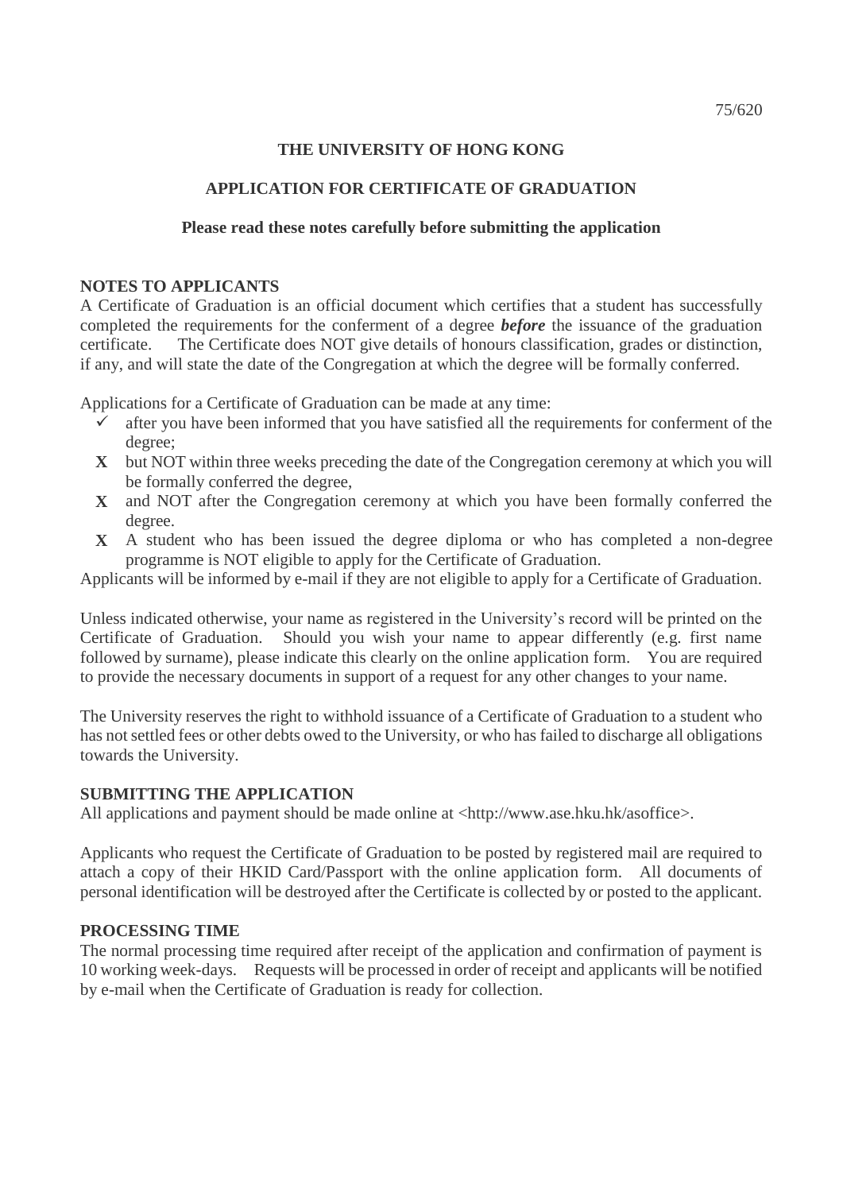75/620

# THE UNIVERSITY OF HONG KONG

## APPLICATION FOR CERTIFICATE OF GRADUATION

**Please read these notes carefully before submitting the application**

### NOTES TO APPLICANTS

A Certificate of Graduation is an official document which certifies that a student has successfully completed the requirements for the conferment of a degree ***before*** the issuance of the graduation certificate. The Certificate does NOT give details of honours classification, grades or distinction, if any, and will state the date of the Congregation at which the degree will be formally conferred.

Applications for a Certificate of Graduation can be made at any time:

- ✓ after you have been informed that you have satisfied all the requirements for conferment of the degree;
- **X** but NOT within three weeks preceding the date of the Congregation ceremony at which you will be formally conferred the degree,
- **X** and NOT after the Congregation ceremony at which you have been formally conferred the degree.
- **X** A student who has been issued the degree diploma or who has completed a non-degree programme is NOT eligible to apply for the Certificate of Graduation.

Applicants will be informed by e-mail if they are not eligible to apply for a Certificate of Graduation.

Unless indicated otherwise, your name as registered in the University's record will be printed on the Certificate of Graduation. Should you wish your name to appear differently (e.g. first name followed by surname), please indicate this clearly on the online application form. You are required to provide the necessary documents in support of a request for any other changes to your name.

The University reserves the right to withhold issuance of a Certificate of Graduation to a student who has not settled fees or other debts owed to the University, or who has failed to discharge all obligations towards the University.

### SUBMITTING THE APPLICATION

All applications and payment should be made online at <http://www.ase.hku.hk/asoffice>.

Applicants who request the Certificate of Graduation to be posted by registered mail are required to attach a copy of their HKID Card/Passport with the online application form. All documents of personal identification will be destroyed after the Certificate is collected by or posted to the applicant.

### PROCESSING TIME

The normal processing time required after receipt of the application and confirmation of payment is 10 working week-days. Requests will be processed in order of receipt and applicants will be notified by e-mail when the Certificate of Graduation is ready for collection.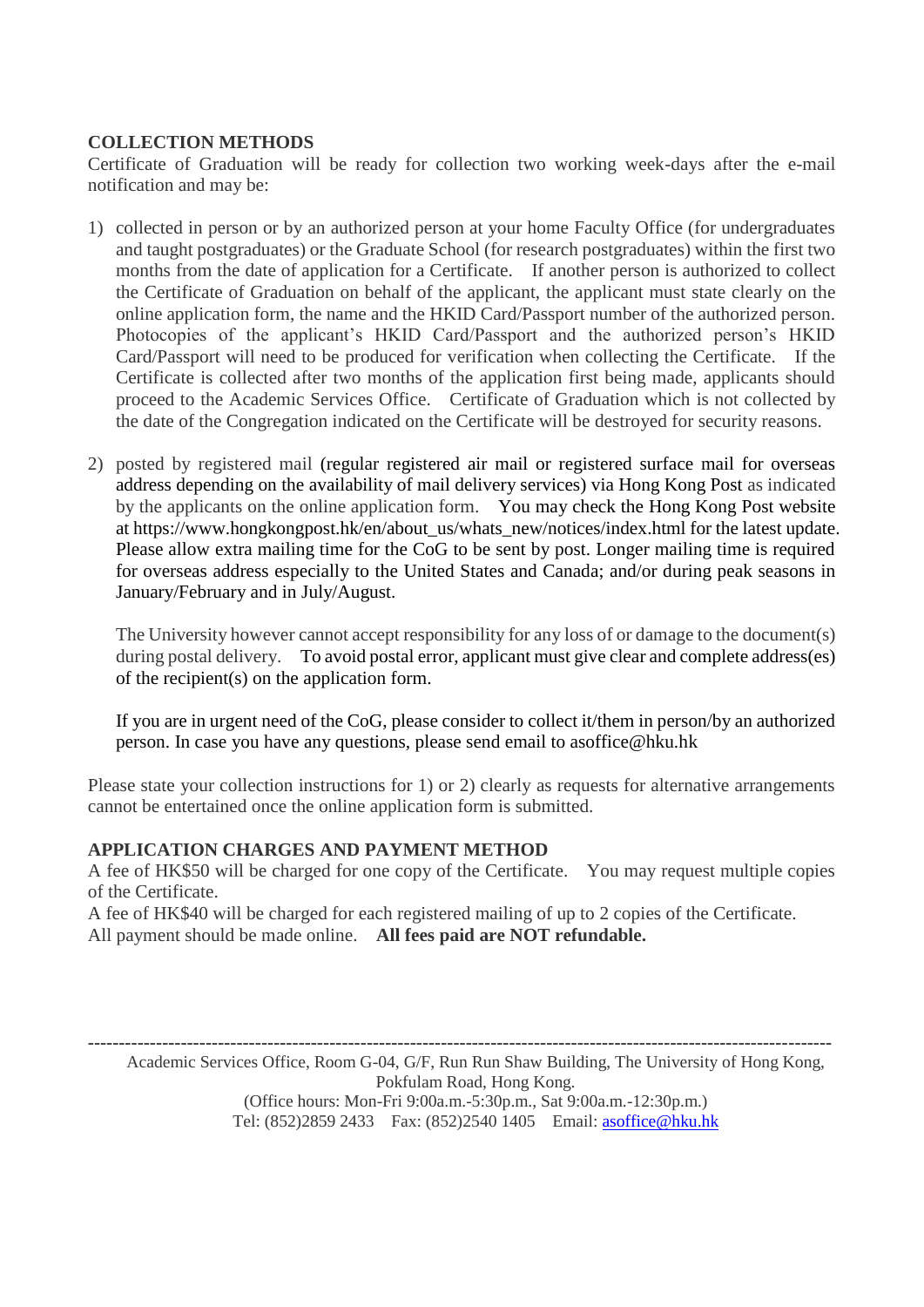**COLLECTION METHODS**

Certificate of Graduation will be ready for collection two working week-days after the e-mail notification and may be:

1) collected in person or by an authorized person at your home Faculty Office (for undergraduates and taught postgraduates) or the Graduate School (for research postgraduates) within the first two months from the date of application for a Certificate. If another person is authorized to collect the Certificate of Graduation on behalf of the applicant, the applicant must state clearly on the online application form, the name and the HKID Card/Passport number of the authorized person. Photocopies of the applicant's HKID Card/Passport and the authorized person's HKID Card/Passport will need to be produced for verification when collecting the Certificate. If the Certificate is collected after two months of the application first being made, applicants should proceed to the Academic Services Office. Certificate of Graduation which is not collected by the date of the Congregation indicated on the Certificate will be destroyed for security reasons.

2) posted by registered mail (regular registered air mail or registered surface mail for overseas address depending on the availability of mail delivery services) via Hong Kong Post as indicated by the applicants on the online application form. You may check the Hong Kong Post website at https://www.hongkongpost.hk/en/about_us/whats_new/notices/index.html for the latest update. Please allow extra mailing time for the CoG to be sent by post. Longer mailing time is required for overseas address especially to the United States and Canada; and/or during peak seasons in January/February and in July/August.

   The University however cannot accept responsibility for any loss of or damage to the document(s) during postal delivery. To avoid postal error, applicant must give clear and complete address(es) of the recipient(s) on the application form.

   If you are in urgent need of the CoG, please consider to collect it/them in person/by an authorized person. In case you have any questions, please send email to asoffice@hku.hk

Please state your collection instructions for 1) or 2) clearly as requests for alternative arrangements cannot be entertained once the online application form is submitted.

**APPLICATION CHARGES AND PAYMENT METHOD**

A fee of HK$50 will be charged for one copy of the Certificate. You may request multiple copies of the Certificate.
A fee of HK$40 will be charged for each registered mailing of up to 2 copies of the Certificate.
All payment should be made online. **All fees paid are NOT refundable.**

---

Academic Services Office, Room G-04, G/F, Run Run Shaw Building, The University of Hong Kong, Pokfulam Road, Hong Kong.
(Office hours: Mon-Fri 9:00a.m.-5:30p.m., Sat 9:00a.m.-12:30p.m.)
Tel: (852)2859 2433 Fax: (852)2540 1405 Email: asoffice@hku.hk